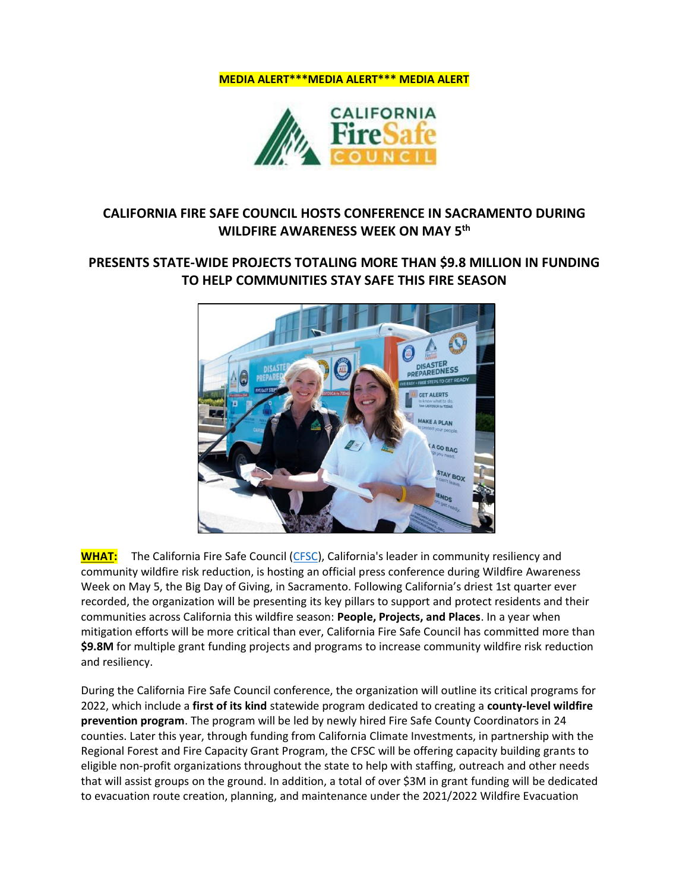**MEDIA ALERT\*\*\*MEDIA ALERT\*\*\* MEDIA ALERT**

# CALIFORNIA FIRE SAFE COUNCIL HOSTS CONFERENCE IN SACRAMENTO DURING WILDFIRE AWARENESS WEEK ON MAY 5th

## PRESENTS STATE-WIDE PROJECTS TOTALING MORE THAN $9.8 MILLION IN FUNDING TO HELP COMMUNITIES STAY SAFE THIS FIRE SEASON

**WHAT:** The California Fire Safe Council (CFSC), California's leader in community resiliency and community wildfire risk reduction, is hosting an official press conference during Wildfire Awareness Week on May 5, the Big Day of Giving, in Sacramento. Following California's driest 1st quarter ever recorded, the organization will be presenting its key pillars to support and protect residents and their communities across California this wildfire season: **People, Projects, and Places**. In a year when mitigation efforts will be more critical than ever, California Fire Safe Council has committed more than **$9.8M** for multiple grant funding projects and programs to increase community wildfire risk reduction and resiliency.

During the California Fire Safe Council conference, the organization will outline its critical programs for 2022, which include a **first of its kind** statewide program dedicated to creating a **county-level wildfire prevention program**. The program will be led by newly hired Fire Safe County Coordinators in 24 counties. Later this year, through funding from California Climate Investments, in partnership with the Regional Forest and Fire Capacity Grant Program, the CFSC will be offering capacity building grants to eligible non-profit organizations throughout the state to help with staffing, outreach and other needs that will assist groups on the ground. In addition, a total of over $3M in grant funding will be dedicated to evacuation route creation, planning, and maintenance under the 2021/2022 Wildfire Evacuation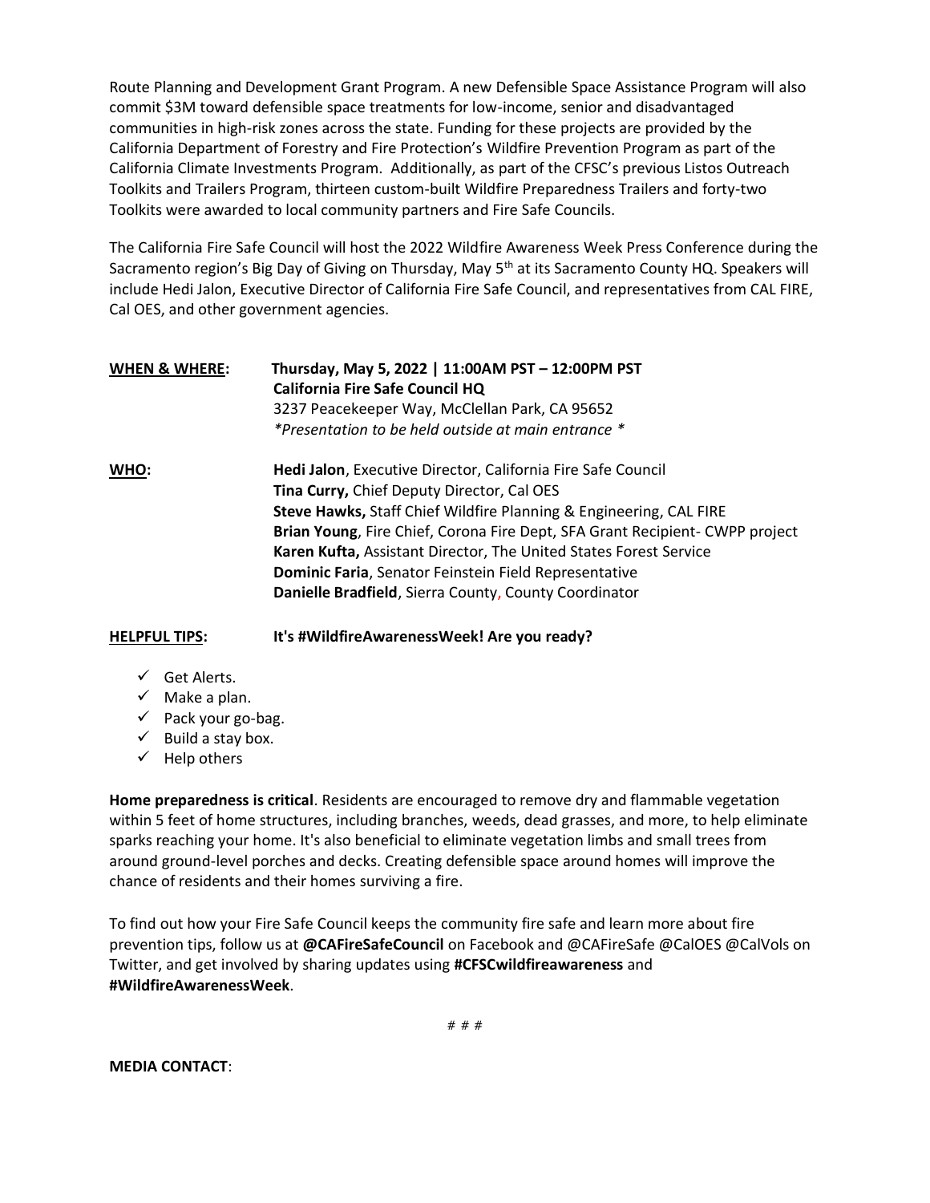Route Planning and Development Grant Program. A new Defensible Space Assistance Program will also commit $3M toward defensible space treatments for low-income, senior and disadvantaged communities in high-risk zones across the state. Funding for these projects are provided by the California Department of Forestry and Fire Protection's Wildfire Prevention Program as part of the California Climate Investments Program. Additionally, as part of the CFSC's previous Listos Outreach Toolkits and Trailers Program, thirteen custom-built Wildfire Preparedness Trailers and forty-two Toolkits were awarded to local community partners and Fire Safe Councils.

The California Fire Safe Council will host the 2022 Wildfire Awareness Week Press Conference during the Sacramento region's Big Day of Giving on Thursday, May 5th at its Sacramento County HQ. Speakers will include Hedi Jalon, Executive Director of California Fire Safe Council, and representatives from CAL FIRE, Cal OES, and other government agencies.

**WHEN & WHERE:** **Thursday, May 5, 2022 | 11:00AM PST – 12:00PM PST**
**California Fire Safe Council HQ**
3237 Peacekeeper Way, McClellan Park, CA 95652
*\*Presentation to be held outside at main entrance \**

**WHO:**
**Hedi Jalon**, Executive Director, California Fire Safe Council
**Tina Curry,** Chief Deputy Director, Cal OES
**Steve Hawks,** Staff Chief Wildfire Planning & Engineering, CAL FIRE
**Brian Young**, Fire Chief, Corona Fire Dept, SFA Grant Recipient- CWPP project
**Karen Kufta,** Assistant Director, The United States Forest Service
**Dominic Faria**, Senator Feinstein Field Representative
**Danielle Bradfield**, Sierra County, County Coordinator

**HELPFUL TIPS:** **It's #WildfireAwarenessWeek! Are you ready?**

- ✓ Get Alerts.
- ✓ Make a plan.
- ✓ Pack your go-bag.
- ✓ Build a stay box.
- ✓ Help others

**Home preparedness is critical**. Residents are encouraged to remove dry and flammable vegetation within 5 feet of home structures, including branches, weeds, dead grasses, and more, to help eliminate sparks reaching your home. It's also beneficial to eliminate vegetation limbs and small trees from around ground-level porches and decks. Creating defensible space around homes will improve the chance of residents and their homes surviving a fire.

To find out how your Fire Safe Council keeps the community fire safe and learn more about fire prevention tips, follow us at **@CAFireSafeCouncil** on Facebook and @CAFireSafe @CalOES @CalVols on Twitter, and get involved by sharing updates using **#CFSCwildfireawareness** and **#WildfireAwarenessWeek**.

# # #

**MEDIA CONTACT**: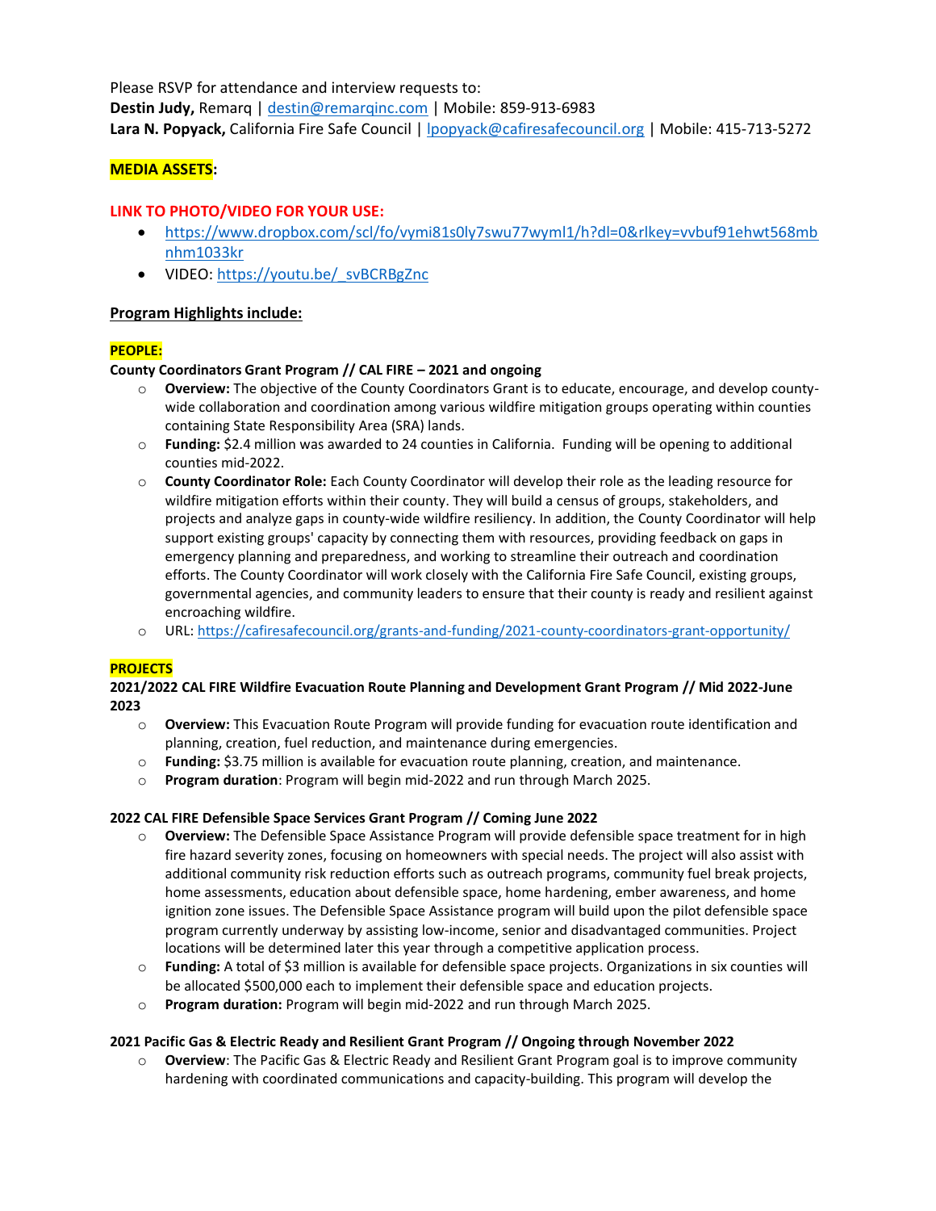Please RSVP for attendance and interview requests to:
**Destin Judy,** Remarq | destin@remarqinc.com | Mobile: 859-913-6983
**Lara N. Popyack,** California Fire Safe Council | lpopyack@cafiresafecouncil.org | Mobile: 415-713-5272

**MEDIA ASSETS:**

**LINK TO PHOTO/VIDEO FOR YOUR USE:**

- https://www.dropbox.com/scl/fo/vymi81s0ly7swu77wyml1/h?dl=0&rlkey=vvbuf91ehwt568mbnhm1033kr
- VIDEO: https://youtu.be/_svBCRBgZnc

**Program Highlights include:**

**PEOPLE:**

**County Coordinators Grant Program // CAL FIRE – 2021 and ongoing**

- **Overview:** The objective of the County Coordinators Grant is to educate, encourage, and develop county-wide collaboration and coordination among various wildfire mitigation groups operating within counties containing State Responsibility Area (SRA) lands.
- **Funding:** $2.4 million was awarded to 24 counties in California. Funding will be opening to additional counties mid-2022.
- **County Coordinator Role:** Each County Coordinator will develop their role as the leading resource for wildfire mitigation efforts within their county. They will build a census of groups, stakeholders, and projects and analyze gaps in county-wide wildfire resiliency. In addition, the County Coordinator will help support existing groups' capacity by connecting them with resources, providing feedback on gaps in emergency planning and preparedness, and working to streamline their outreach and coordination efforts. The County Coordinator will work closely with the California Fire Safe Council, existing groups, governmental agencies, and community leaders to ensure that their county is ready and resilient against encroaching wildfire.
- URL: https://cafiresafecouncil.org/grants-and-funding/2021-county-coordinators-grant-opportunity/

**PROJECTS**

**2021/2022 CAL FIRE Wildfire Evacuation Route Planning and Development Grant Program // Mid 2022-June 2023**

- **Overview:** This Evacuation Route Program will provide funding for evacuation route identification and planning, creation, fuel reduction, and maintenance during emergencies.
- **Funding:** $3.75 million is available for evacuation route planning, creation, and maintenance.
- **Program duration**: Program will begin mid-2022 and run through March 2025.

**2022 CAL FIRE Defensible Space Services Grant Program // Coming June 2022**

- **Overview:** The Defensible Space Assistance Program will provide defensible space treatment for in high fire hazard severity zones, focusing on homeowners with special needs. The project will also assist with additional community risk reduction efforts such as outreach programs, community fuel break projects, home assessments, education about defensible space, home hardening, ember awareness, and home ignition zone issues. The Defensible Space Assistance program will build upon the pilot defensible space program currently underway by assisting low-income, senior and disadvantaged communities. Project locations will be determined later this year through a competitive application process.
- **Funding:** A total of $3 million is available for defensible space projects. Organizations in six counties will be allocated $500,000 each to implement their defensible space and education projects.
- **Program duration:** Program will begin mid-2022 and run through March 2025.

**2021 Pacific Gas & Electric Ready and Resilient Grant Program // Ongoing through November 2022**

- **Overview**: The Pacific Gas & Electric Ready and Resilient Grant Program goal is to improve community hardening with coordinated communications and capacity-building. This program will develop the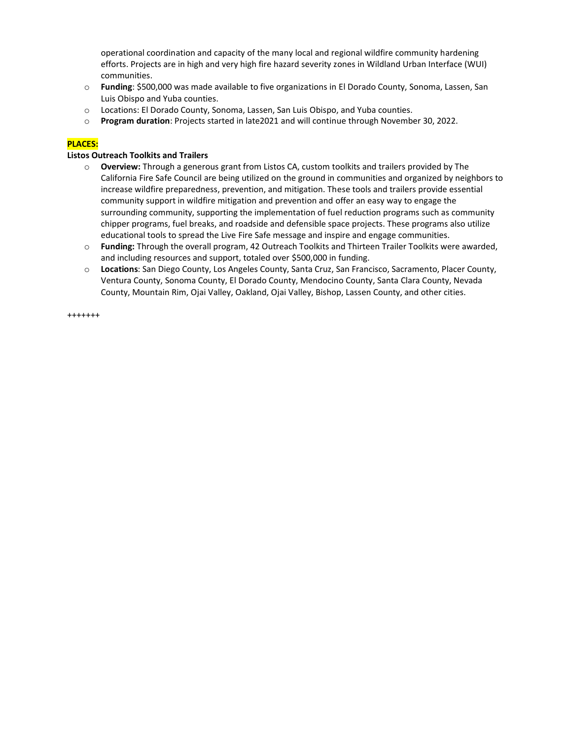operational coordination and capacity of the many local and regional wildfire community hardening efforts. Projects are in high and very high fire hazard severity zones in Wildland Urban Interface (WUI) communities.

- **Funding**: $500,000 was made available to five organizations in El Dorado County, Sonoma, Lassen, San Luis Obispo and Yuba counties.
- Locations: El Dorado County, Sonoma, Lassen, San Luis Obispo, and Yuba counties.
- **Program duration**: Projects started in late2021 and will continue through November 30, 2022.

**PLACES:**

**Listos Outreach Toolkits and Trailers**

- **Overview:** Through a generous grant from Listos CA, custom toolkits and trailers provided by The California Fire Safe Council are being utilized on the ground in communities and organized by neighbors to increase wildfire preparedness, prevention, and mitigation. These tools and trailers provide essential community support in wildfire mitigation and prevention and offer an easy way to engage the surrounding community, supporting the implementation of fuel reduction programs such as community chipper programs, fuel breaks, and roadside and defensible space projects. These programs also utilize educational tools to spread the Live Fire Safe message and inspire and engage communities.
- **Funding:** Through the overall program, 42 Outreach Toolkits and Thirteen Trailer Toolkits were awarded, and including resources and support, totaled over $500,000 in funding.
- **Locations**: San Diego County, Los Angeles County, Santa Cruz, San Francisco, Sacramento, Placer County, Ventura County, Sonoma County, El Dorado County, Mendocino County, Santa Clara County, Nevada County, Mountain Rim, Ojai Valley, Oakland, Ojai Valley, Bishop, Lassen County, and other cities.

+++++++